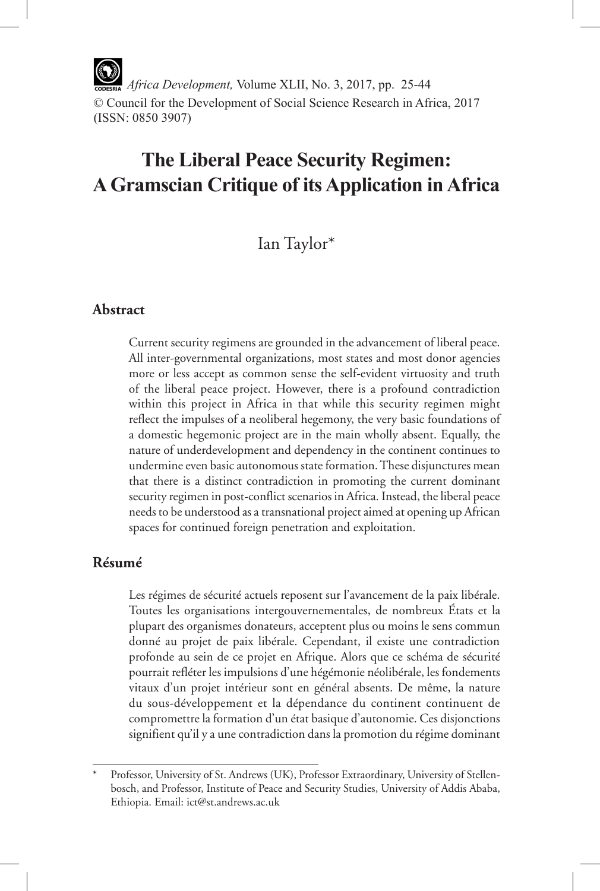*Africa Development,* Volume XLII, No. 3, 2017, pp. 25-44
© Council for the Development of Social Science Research in Africa, 2017
(ISSN: 0850 3907)

# The Liberal Peace Security Regimen: A Gramscian Critique of its Application in Africa

Ian Taylor*

## Abstract

Current security regimens are grounded in the advancement of liberal peace. All inter-governmental organizations, most states and most donor agencies more or less accept as common sense the self-evident virtuosity and truth of the liberal peace project. However, there is a profound contradiction within this project in Africa in that while this security regimen might reflect the impulses of a neoliberal hegemony, the very basic foundations of a domestic hegemonic project are in the main wholly absent. Equally, the nature of underdevelopment and dependency in the continent continues to undermine even basic autonomous state formation. These disjunctures mean that there is a distinct contradiction in promoting the current dominant security regimen in post-conflict scenarios in Africa. Instead, the liberal peace needs to be understood as a transnational project aimed at opening up African spaces for continued foreign penetration and exploitation.

## Résumé

Les régimes de sécurité actuels reposent sur l'avancement de la paix libérale. Toutes les organisations intergouvernementales, de nombreux États et la plupart des organismes donateurs, acceptent plus ou moins le sens commun donné au projet de paix libérale. Cependant, il existe une contradiction profonde au sein de ce projet en Afrique. Alors que ce schéma de sécurité pourrait refléter les impulsions d'une hégémonie néolibérale, les fondements vitaux d'un projet intérieur sont en général absents. De même, la nature du sous-développement et la dépendance du continent continuent de compromettre la formation d'un état basique d'autonomie. Ces disjonctions signifient qu'il y a une contradiction dans la promotion du régime dominant

---

* Professor, University of St. Andrews (UK), Professor Extraordinary, University of Stellenbosch, and Professor, Institute of Peace and Security Studies, University of Addis Ababa, Ethiopia. Email: ict@st.andrews.ac.uk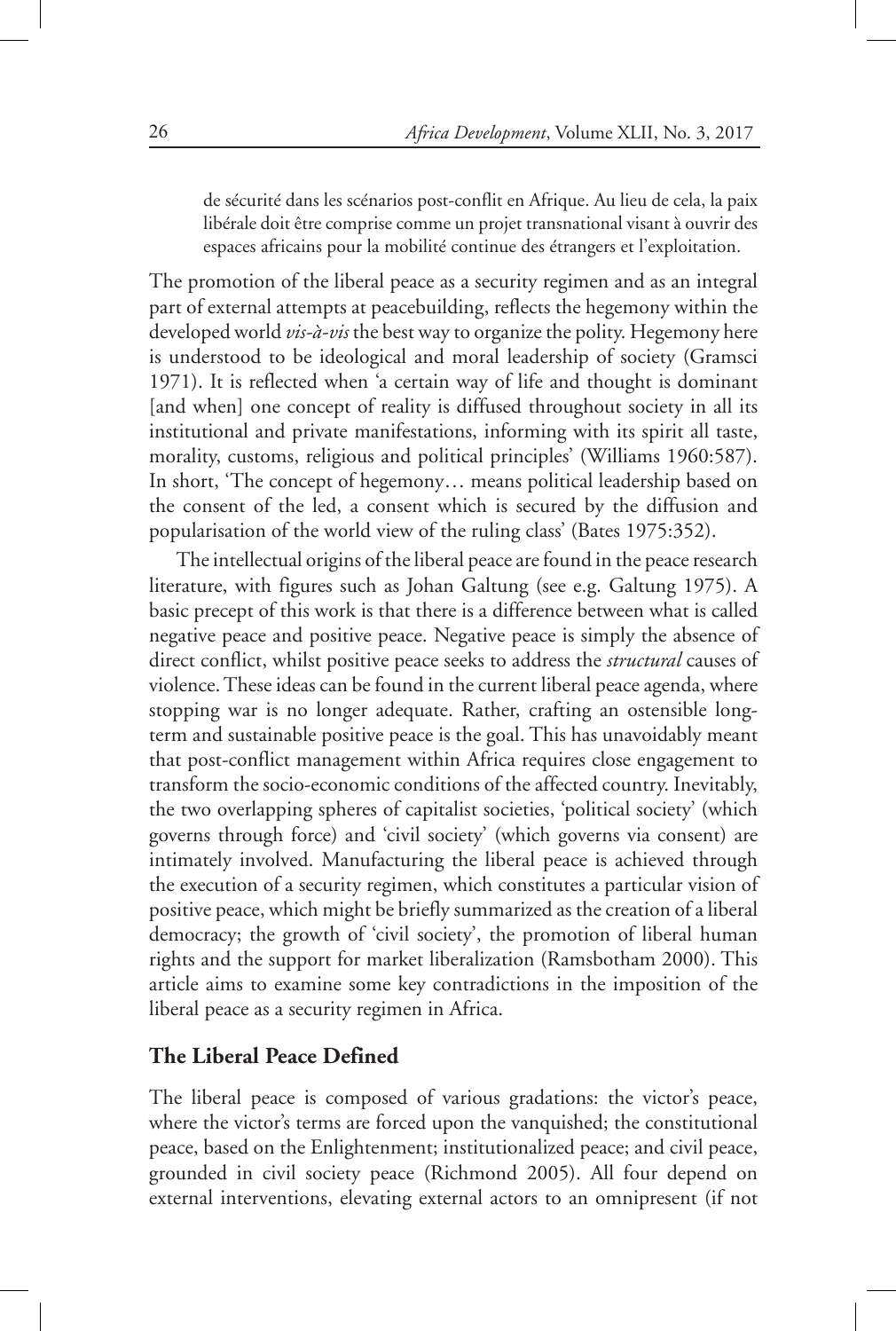de sécurité dans les scénarios post-conflit en Afrique. Au lieu de cela, la paix libérale doit être comprise comme un projet transnational visant à ouvrir des espaces africains pour la mobilité continue des étrangers et l'exploitation.

The promotion of the liberal peace as a security regimen and as an integral part of external attempts at peacebuilding, reflects the hegemony within the developed world *vis-à-vis* the best way to organize the polity. Hegemony here is understood to be ideological and moral leadership of society (Gramsci 1971). It is reflected when 'a certain way of life and thought is dominant [and when] one concept of reality is diffused throughout society in all its institutional and private manifestations, informing with its spirit all taste, morality, customs, religious and political principles' (Williams 1960:587). In short, 'The concept of hegemony… means political leadership based on the consent of the led, a consent which is secured by the diffusion and popularisation of the world view of the ruling class' (Bates 1975:352).

The intellectual origins of the liberal peace are found in the peace research literature, with figures such as Johan Galtung (see e.g. Galtung 1975). A basic precept of this work is that there is a difference between what is called negative peace and positive peace. Negative peace is simply the absence of direct conflict, whilst positive peace seeks to address the *structural* causes of violence. These ideas can be found in the current liberal peace agenda, where stopping war is no longer adequate. Rather, crafting an ostensible long-term and sustainable positive peace is the goal. This has unavoidably meant that post-conflict management within Africa requires close engagement to transform the socio-economic conditions of the affected country. Inevitably, the two overlapping spheres of capitalist societies, 'political society' (which governs through force) and 'civil society' (which governs via consent) are intimately involved. Manufacturing the liberal peace is achieved through the execution of a security regimen, which constitutes a particular vision of positive peace, which might be briefly summarized as the creation of a liberal democracy; the growth of 'civil society', the promotion of liberal human rights and the support for market liberalization (Ramsbotham 2000). This article aims to examine some key contradictions in the imposition of the liberal peace as a security regimen in Africa.

## The Liberal Peace Defined

The liberal peace is composed of various gradations: the victor's peace, where the victor's terms are forced upon the vanquished; the constitutional peace, based on the Enlightenment; institutionalized peace; and civil peace, grounded in civil society peace (Richmond 2005). All four depend on external interventions, elevating external actors to an omnipresent (if not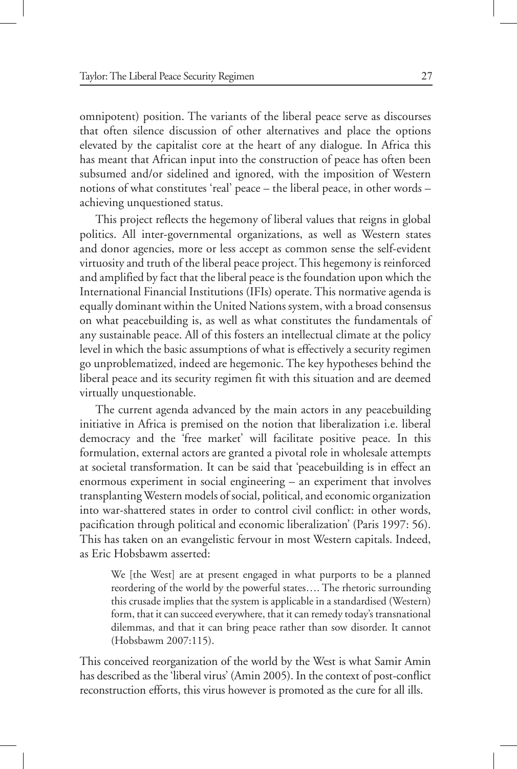omnipotent) position. The variants of the liberal peace serve as discourses that often silence discussion of other alternatives and place the options elevated by the capitalist core at the heart of any dialogue. In Africa this has meant that African input into the construction of peace has often been subsumed and/or sidelined and ignored, with the imposition of Western notions of what constitutes 'real' peace – the liberal peace, in other words – achieving unquestioned status.

This project reflects the hegemony of liberal values that reigns in global politics. All inter-governmental organizations, as well as Western states and donor agencies, more or less accept as common sense the self-evident virtuosity and truth of the liberal peace project. This hegemony is reinforced and amplified by fact that the liberal peace is the foundation upon which the International Financial Institutions (IFIs) operate. This normative agenda is equally dominant within the United Nations system, with a broad consensus on what peacebuilding is, as well as what constitutes the fundamentals of any sustainable peace. All of this fosters an intellectual climate at the policy level in which the basic assumptions of what is effectively a security regimen go unproblematized, indeed are hegemonic. The key hypotheses behind the liberal peace and its security regimen fit with this situation and are deemed virtually unquestionable.

The current agenda advanced by the main actors in any peacebuilding initiative in Africa is premised on the notion that liberalization i.e. liberal democracy and the 'free market' will facilitate positive peace. In this formulation, external actors are granted a pivotal role in wholesale attempts at societal transformation. It can be said that 'peacebuilding is in effect an enormous experiment in social engineering – an experiment that involves transplanting Western models of social, political, and economic organization into war-shattered states in order to control civil conflict: in other words, pacification through political and economic liberalization' (Paris 1997: 56). This has taken on an evangelistic fervour in most Western capitals. Indeed, as Eric Hobsbawm asserted:

> We [the West] are at present engaged in what purports to be a planned reordering of the world by the powerful states…. The rhetoric surrounding this crusade implies that the system is applicable in a standardised (Western) form, that it can succeed everywhere, that it can remedy today's transnational dilemmas, and that it can bring peace rather than sow disorder. It cannot (Hobsbawm 2007:115).

This conceived reorganization of the world by the West is what Samir Amin has described as the 'liberal virus' (Amin 2005). In the context of post-conflict reconstruction efforts, this virus however is promoted as the cure for all ills.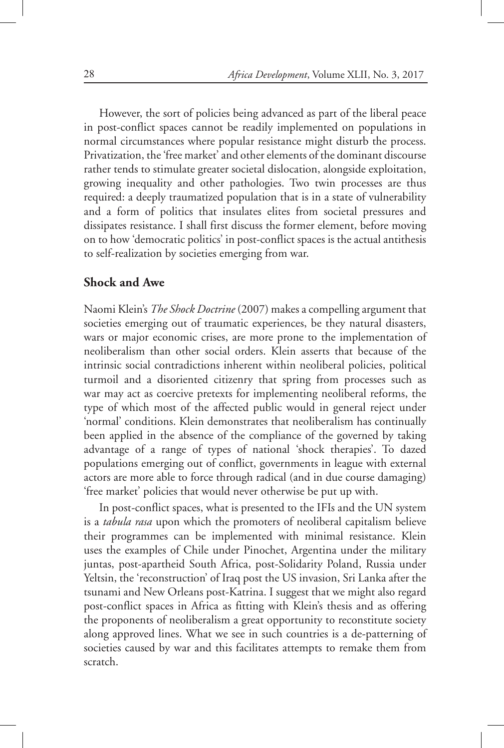However, the sort of policies being advanced as part of the liberal peace in post-conflict spaces cannot be readily implemented on populations in normal circumstances where popular resistance might disturb the process. Privatization, the 'free market' and other elements of the dominant discourse rather tends to stimulate greater societal dislocation, alongside exploitation, growing inequality and other pathologies. Two twin processes are thus required: a deeply traumatized population that is in a state of vulnerability and a form of politics that insulates elites from societal pressures and dissipates resistance. I shall first discuss the former element, before moving on to how 'democratic politics' in post-conflict spaces is the actual antithesis to self-realization by societies emerging from war.

## Shock and Awe

Naomi Klein's *The Shock Doctrine* (2007) makes a compelling argument that societies emerging out of traumatic experiences, be they natural disasters, wars or major economic crises, are more prone to the implementation of neoliberalism than other social orders. Klein asserts that because of the intrinsic social contradictions inherent within neoliberal policies, political turmoil and a disoriented citizenry that spring from processes such as war may act as coercive pretexts for implementing neoliberal reforms, the type of which most of the affected public would in general reject under 'normal' conditions. Klein demonstrates that neoliberalism has continually been applied in the absence of the compliance of the governed by taking advantage of a range of types of national 'shock therapies'. To dazed populations emerging out of conflict, governments in league with external actors are more able to force through radical (and in due course damaging) 'free market' policies that would never otherwise be put up with.

In post-conflict spaces, what is presented to the IFIs and the UN system is a *tabula rasa* upon which the promoters of neoliberal capitalism believe their programmes can be implemented with minimal resistance. Klein uses the examples of Chile under Pinochet, Argentina under the military juntas, post-apartheid South Africa, post-Solidarity Poland, Russia under Yeltsin, the 'reconstruction' of Iraq post the US invasion, Sri Lanka after the tsunami and New Orleans post-Katrina. I suggest that we might also regard post-conflict spaces in Africa as fitting with Klein's thesis and as offering the proponents of neoliberalism a great opportunity to reconstitute society along approved lines. What we see in such countries is a de-patterning of societies caused by war and this facilitates attempts to remake them from scratch.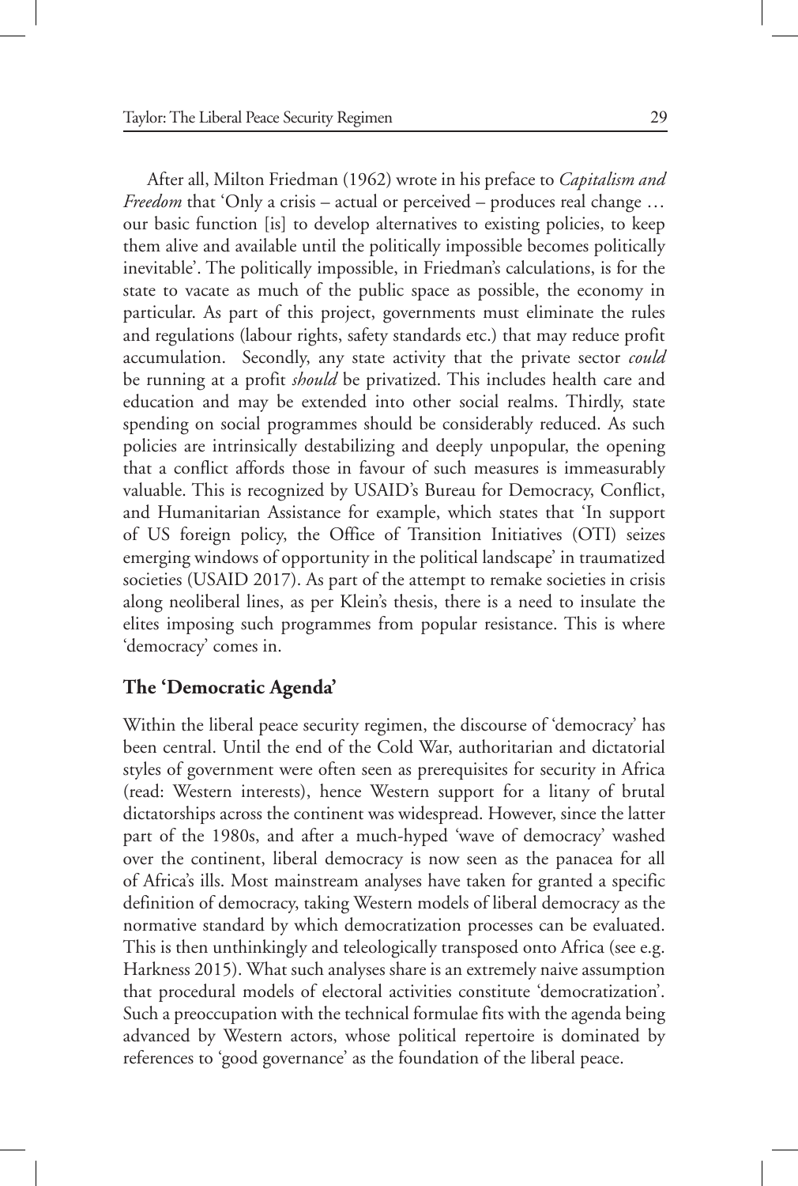After all, Milton Friedman (1962) wrote in his preface to *Capitalism and Freedom* that 'Only a crisis – actual or perceived – produces real change … our basic function [is] to develop alternatives to existing policies, to keep them alive and available until the politically impossible becomes politically inevitable'. The politically impossible, in Friedman's calculations, is for the state to vacate as much of the public space as possible, the economy in particular. As part of this project, governments must eliminate the rules and regulations (labour rights, safety standards etc.) that may reduce profit accumulation. Secondly, any state activity that the private sector *could* be running at a profit *should* be privatized. This includes health care and education and may be extended into other social realms. Thirdly, state spending on social programmes should be considerably reduced. As such policies are intrinsically destabilizing and deeply unpopular, the opening that a conflict affords those in favour of such measures is immeasurably valuable. This is recognized by USAID's Bureau for Democracy, Conflict, and Humanitarian Assistance for example, which states that 'In support of US foreign policy, the Office of Transition Initiatives (OTI) seizes emerging windows of opportunity in the political landscape' in traumatized societies (USAID 2017). As part of the attempt to remake societies in crisis along neoliberal lines, as per Klein's thesis, there is a need to insulate the elites imposing such programmes from popular resistance. This is where 'democracy' comes in.

## The 'Democratic Agenda'

Within the liberal peace security regimen, the discourse of 'democracy' has been central. Until the end of the Cold War, authoritarian and dictatorial styles of government were often seen as prerequisites for security in Africa (read: Western interests), hence Western support for a litany of brutal dictatorships across the continent was widespread. However, since the latter part of the 1980s, and after a much-hyped 'wave of democracy' washed over the continent, liberal democracy is now seen as the panacea for all of Africa's ills. Most mainstream analyses have taken for granted a specific definition of democracy, taking Western models of liberal democracy as the normative standard by which democratization processes can be evaluated. This is then unthinkingly and teleologically transposed onto Africa (see e.g. Harkness 2015). What such analyses share is an extremely naive assumption that procedural models of electoral activities constitute 'democratization'. Such a preoccupation with the technical formulae fits with the agenda being advanced by Western actors, whose political repertoire is dominated by references to 'good governance' as the foundation of the liberal peace.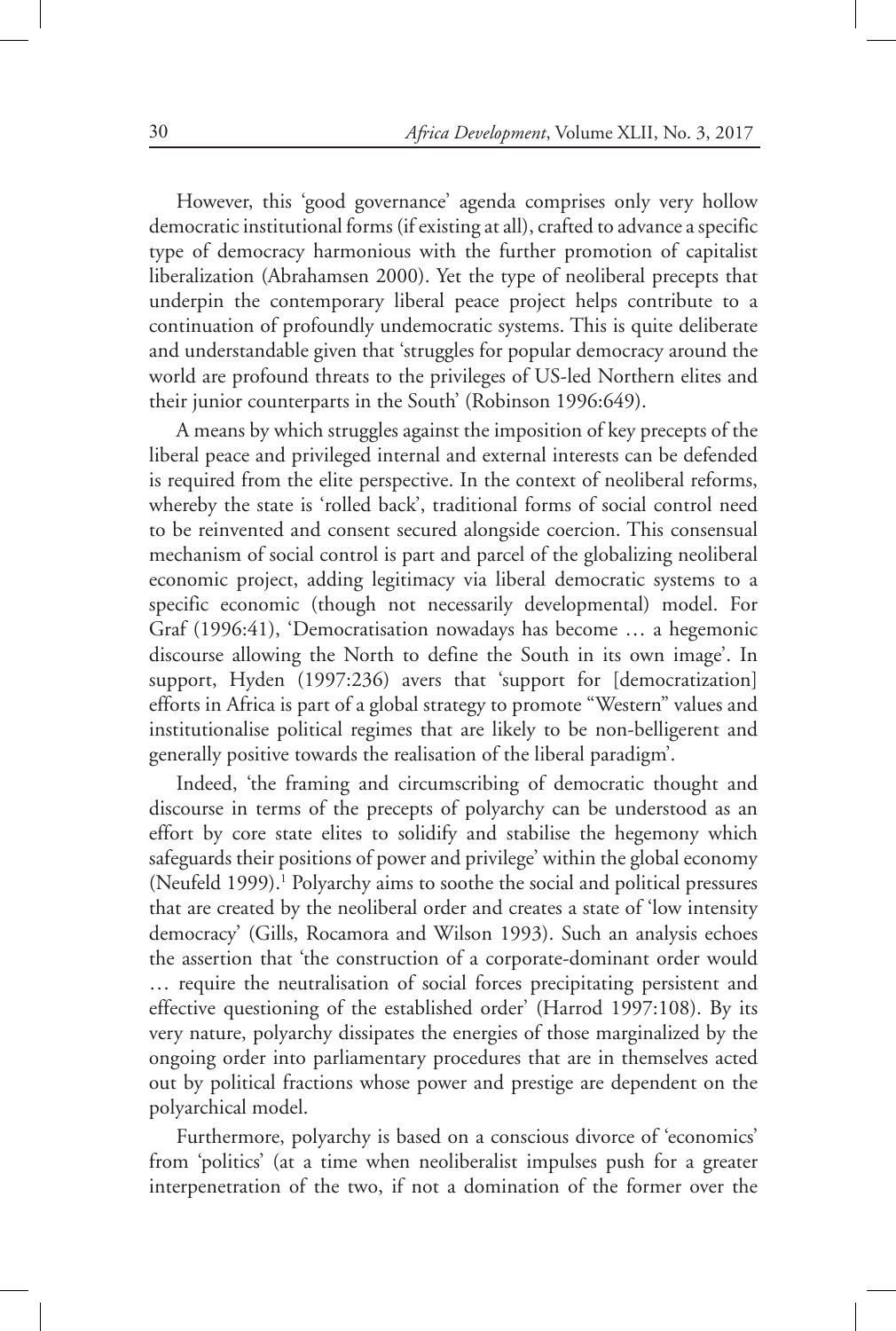However, this 'good governance' agenda comprises only very hollow democratic institutional forms (if existing at all), crafted to advance a specific type of democracy harmonious with the further promotion of capitalist liberalization (Abrahamsen 2000). Yet the type of neoliberal precepts that underpin the contemporary liberal peace project helps contribute to a continuation of profoundly undemocratic systems. This is quite deliberate and understandable given that 'struggles for popular democracy around the world are profound threats to the privileges of US-led Northern elites and their junior counterparts in the South' (Robinson 1996:649).

A means by which struggles against the imposition of key precepts of the liberal peace and privileged internal and external interests can be defended is required from the elite perspective. In the context of neoliberal reforms, whereby the state is 'rolled back', traditional forms of social control need to be reinvented and consent secured alongside coercion. This consensual mechanism of social control is part and parcel of the globalizing neoliberal economic project, adding legitimacy via liberal democratic systems to a specific economic (though not necessarily developmental) model. For Graf (1996:41), 'Democratisation nowadays has become … a hegemonic discourse allowing the North to define the South in its own image'. In support, Hyden (1997:236) avers that 'support for [democratization] efforts in Africa is part of a global strategy to promote "Western" values and institutionalise political regimes that are likely to be non-belligerent and generally positive towards the realisation of the liberal paradigm'.

Indeed, 'the framing and circumscribing of democratic thought and discourse in terms of the precepts of polyarchy can be understood as an effort by core state elites to solidify and stabilise the hegemony which safeguards their positions of power and privilege' within the global economy (Neufeld 1999).[1] Polyarchy aims to soothe the social and political pressures that are created by the neoliberal order and creates a state of 'low intensity democracy' (Gills, Rocamora and Wilson 1993). Such an analysis echoes the assertion that 'the construction of a corporate-dominant order would … require the neutralisation of social forces precipitating persistent and effective questioning of the established order' (Harrod 1997:108). By its very nature, polyarchy dissipates the energies of those marginalized by the ongoing order into parliamentary procedures that are in themselves acted out by political fractions whose power and prestige are dependent on the polyarchical model.

Furthermore, polyarchy is based on a conscious divorce of 'economics' from 'politics' (at a time when neoliberalist impulses push for a greater interpenetration of the two, if not a domination of the former over the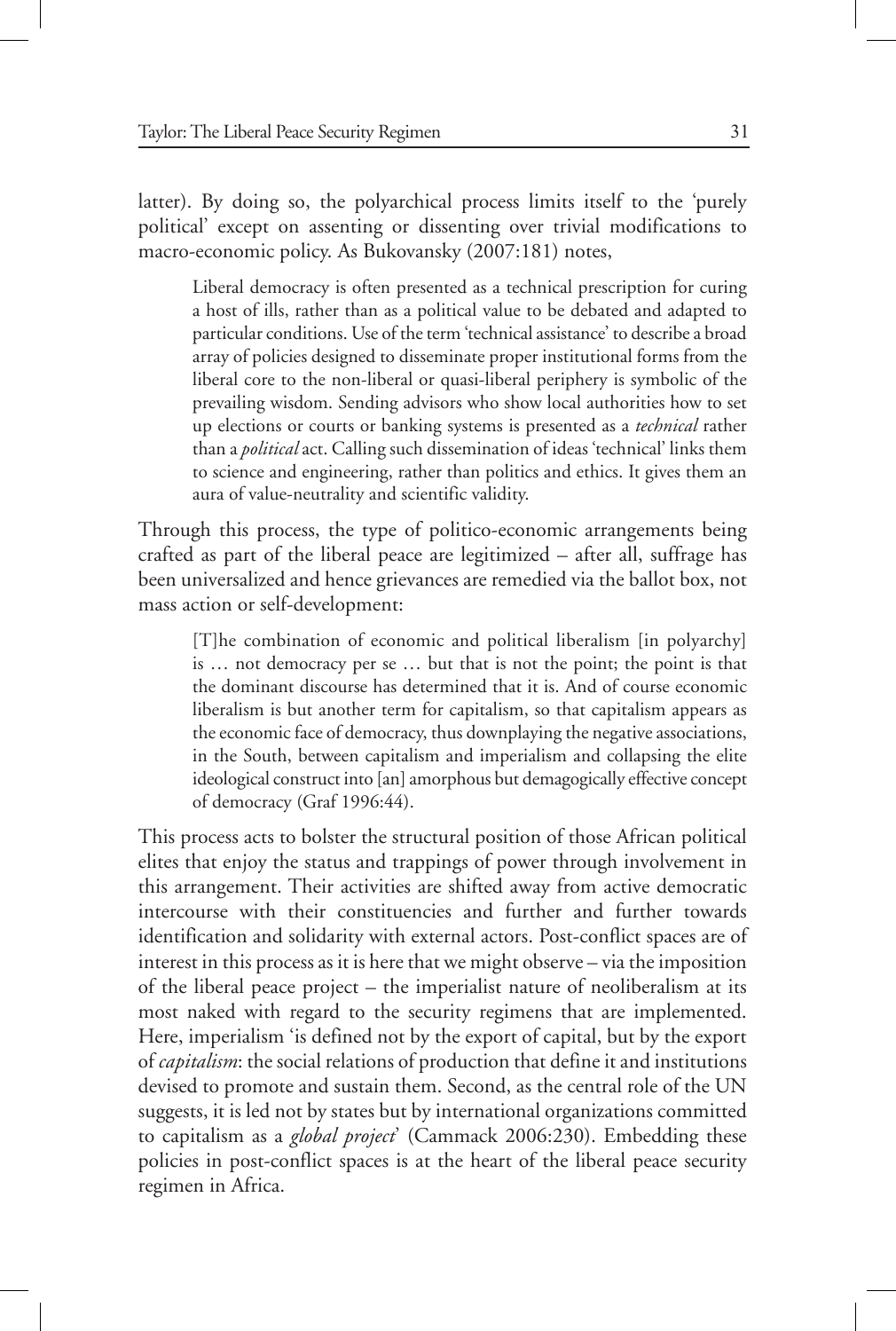latter). By doing so, the polyarchical process limits itself to the 'purely political' except on assenting or dissenting over trivial modifications to macro-economic policy. As Bukovansky (2007:181) notes,

> Liberal democracy is often presented as a technical prescription for curing a host of ills, rather than as a political value to be debated and adapted to particular conditions. Use of the term 'technical assistance' to describe a broad array of policies designed to disseminate proper institutional forms from the liberal core to the non-liberal or quasi-liberal periphery is symbolic of the prevailing wisdom. Sending advisors who show local authorities how to set up elections or courts or banking systems is presented as a *technical* rather than a *political* act. Calling such dissemination of ideas 'technical' links them to science and engineering, rather than politics and ethics. It gives them an aura of value-neutrality and scientific validity.

Through this process, the type of politico-economic arrangements being crafted as part of the liberal peace are legitimized – after all, suffrage has been universalized and hence grievances are remedied via the ballot box, not mass action or self-development:

> [T]he combination of economic and political liberalism [in polyarchy] is … not democracy per se … but that is not the point; the point is that the dominant discourse has determined that it is. And of course economic liberalism is but another term for capitalism, so that capitalism appears as the economic face of democracy, thus downplaying the negative associations, in the South, between capitalism and imperialism and collapsing the elite ideological construct into [an] amorphous but demagogically effective concept of democracy (Graf 1996:44).

This process acts to bolster the structural position of those African political elites that enjoy the status and trappings of power through involvement in this arrangement. Their activities are shifted away from active democratic intercourse with their constituencies and further and further towards identification and solidarity with external actors. Post-conflict spaces are of interest in this process as it is here that we might observe – via the imposition of the liberal peace project – the imperialist nature of neoliberalism at its most naked with regard to the security regimens that are implemented. Here, imperialism 'is defined not by the export of capital, but by the export of *capitalism*: the social relations of production that define it and institutions devised to promote and sustain them. Second, as the central role of the UN suggests, it is led not by states but by international organizations committed to capitalism as a *global project*' (Cammack 2006:230). Embedding these policies in post-conflict spaces is at the heart of the liberal peace security regimen in Africa.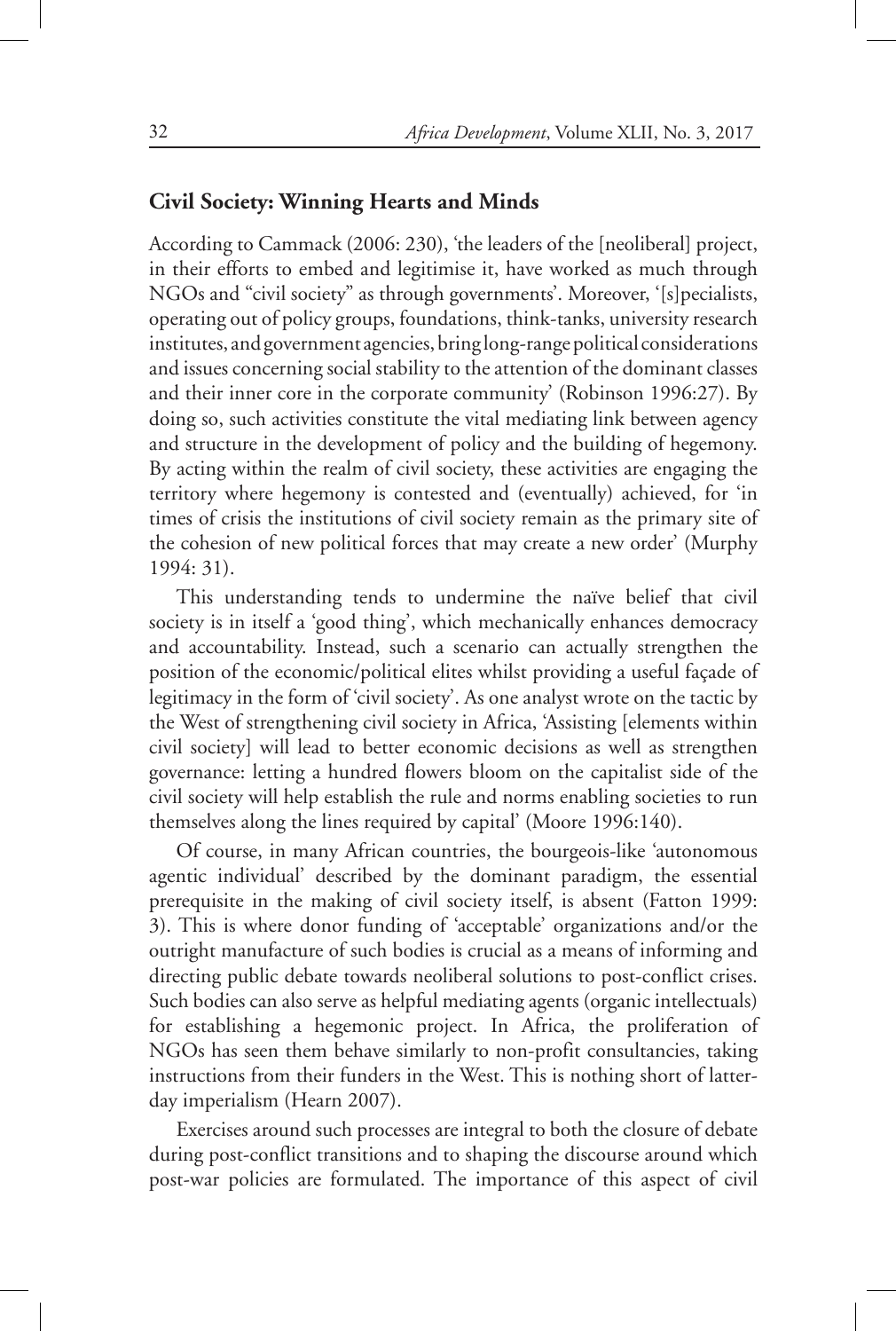## Civil Society: Winning Hearts and Minds

According to Cammack (2006: 230), 'the leaders of the [neoliberal] project, in their efforts to embed and legitimise it, have worked as much through NGOs and "civil society" as through governments'. Moreover, '[s]pecialists, operating out of policy groups, foundations, think-tanks, university research institutes, and government agencies, bring long-range political considerations and issues concerning social stability to the attention of the dominant classes and their inner core in the corporate community' (Robinson 1996:27). By doing so, such activities constitute the vital mediating link between agency and structure in the development of policy and the building of hegemony. By acting within the realm of civil society, these activities are engaging the territory where hegemony is contested and (eventually) achieved, for 'in times of crisis the institutions of civil society remain as the primary site of the cohesion of new political forces that may create a new order' (Murphy 1994: 31).

This understanding tends to undermine the naïve belief that civil society is in itself a 'good thing', which mechanically enhances democracy and accountability. Instead, such a scenario can actually strengthen the position of the economic/political elites whilst providing a useful façade of legitimacy in the form of 'civil society'. As one analyst wrote on the tactic by the West of strengthening civil society in Africa, 'Assisting [elements within civil society] will lead to better economic decisions as well as strengthen governance: letting a hundred flowers bloom on the capitalist side of the civil society will help establish the rule and norms enabling societies to run themselves along the lines required by capital' (Moore 1996:140).

Of course, in many African countries, the bourgeois-like 'autonomous agentic individual' described by the dominant paradigm, the essential prerequisite in the making of civil society itself, is absent (Fatton 1999: 3). This is where donor funding of 'acceptable' organizations and/or the outright manufacture of such bodies is crucial as a means of informing and directing public debate towards neoliberal solutions to post-conflict crises. Such bodies can also serve as helpful mediating agents (organic intellectuals) for establishing a hegemonic project. In Africa, the proliferation of NGOs has seen them behave similarly to non-profit consultancies, taking instructions from their funders in the West. This is nothing short of latter-day imperialism (Hearn 2007).

Exercises around such processes are integral to both the closure of debate during post-conflict transitions and to shaping the discourse around which post-war policies are formulated. The importance of this aspect of civil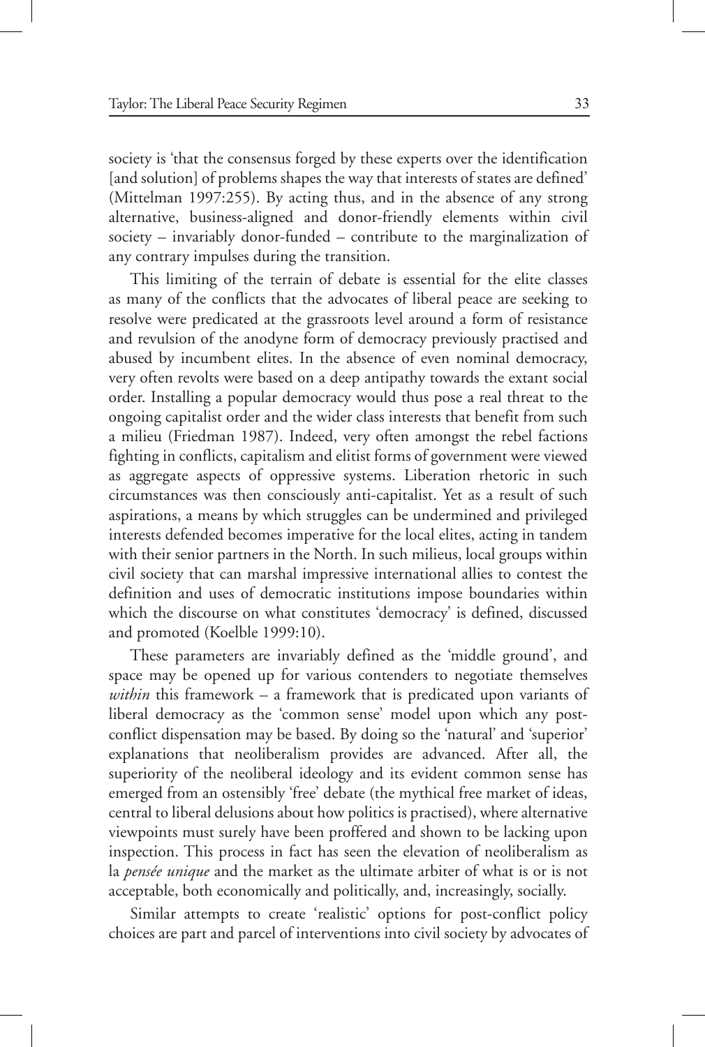society is 'that the consensus forged by these experts over the identification [and solution] of problems shapes the way that interests of states are defined' (Mittelman 1997:255). By acting thus, and in the absence of any strong alternative, business-aligned and donor-friendly elements within civil society – invariably donor-funded – contribute to the marginalization of any contrary impulses during the transition.

This limiting of the terrain of debate is essential for the elite classes as many of the conflicts that the advocates of liberal peace are seeking to resolve were predicated at the grassroots level around a form of resistance and revulsion of the anodyne form of democracy previously practised and abused by incumbent elites. In the absence of even nominal democracy, very often revolts were based on a deep antipathy towards the extant social order. Installing a popular democracy would thus pose a real threat to the ongoing capitalist order and the wider class interests that benefit from such a milieu (Friedman 1987). Indeed, very often amongst the rebel factions fighting in conflicts, capitalism and elitist forms of government were viewed as aggregate aspects of oppressive systems. Liberation rhetoric in such circumstances was then consciously anti-capitalist. Yet as a result of such aspirations, a means by which struggles can be undermined and privileged interests defended becomes imperative for the local elites, acting in tandem with their senior partners in the North. In such milieus, local groups within civil society that can marshal impressive international allies to contest the definition and uses of democratic institutions impose boundaries within which the discourse on what constitutes 'democracy' is defined, discussed and promoted (Koelble 1999:10).

These parameters are invariably defined as the 'middle ground', and space may be opened up for various contenders to negotiate themselves *within* this framework – a framework that is predicated upon variants of liberal democracy as the 'common sense' model upon which any post-conflict dispensation may be based. By doing so the 'natural' and 'superior' explanations that neoliberalism provides are advanced. After all, the superiority of the neoliberal ideology and its evident common sense has emerged from an ostensibly 'free' debate (the mythical free market of ideas, central to liberal delusions about how politics is practised), where alternative viewpoints must surely have been proffered and shown to be lacking upon inspection. This process in fact has seen the elevation of neoliberalism as la *pensée unique* and the market as the ultimate arbiter of what is or is not acceptable, both economically and politically, and, increasingly, socially.

Similar attempts to create 'realistic' options for post-conflict policy choices are part and parcel of interventions into civil society by advocates of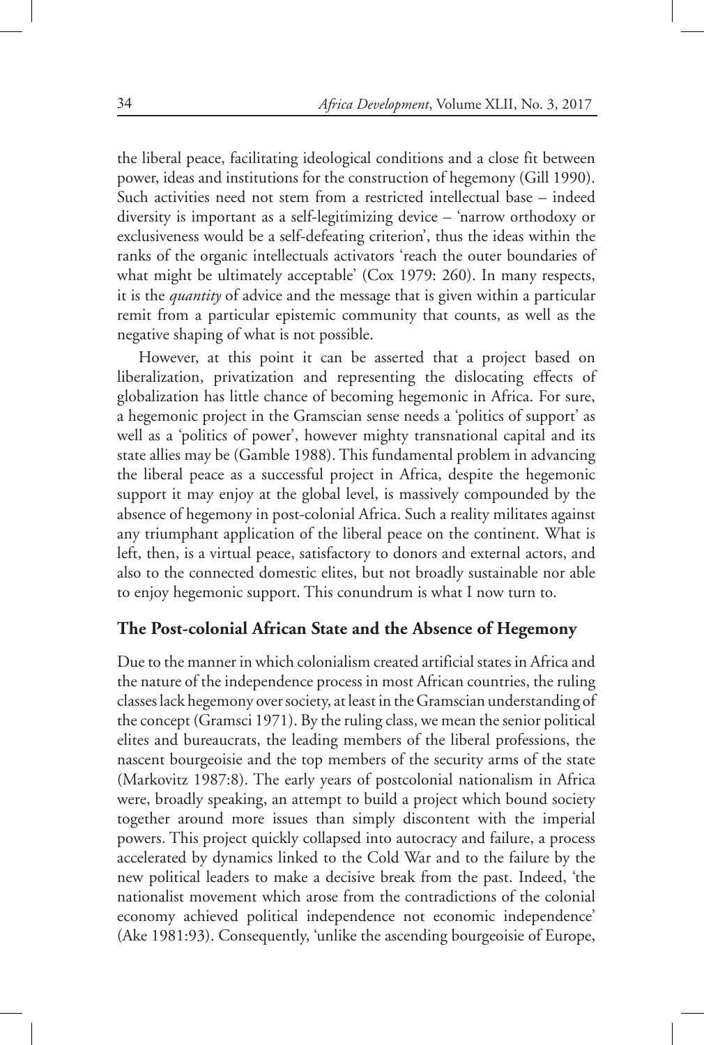the liberal peace, facilitating ideological conditions and a close fit between power, ideas and institutions for the construction of hegemony (Gill 1990). Such activities need not stem from a restricted intellectual base – indeed diversity is important as a self-legitimizing device – 'narrow orthodoxy or exclusiveness would be a self-defeating criterion', thus the ideas within the ranks of the organic intellectuals activators 'reach the outer boundaries of what might be ultimately acceptable' (Cox 1979: 260). In many respects, it is the *quantity* of advice and the message that is given within a particular remit from a particular epistemic community that counts, as well as the negative shaping of what is not possible.

However, at this point it can be asserted that a project based on liberalization, privatization and representing the dislocating effects of globalization has little chance of becoming hegemonic in Africa. For sure, a hegemonic project in the Gramscian sense needs a 'politics of support' as well as a 'politics of power', however mighty transnational capital and its state allies may be (Gamble 1988). This fundamental problem in advancing the liberal peace as a successful project in Africa, despite the hegemonic support it may enjoy at the global level, is massively compounded by the absence of hegemony in post-colonial Africa. Such a reality militates against any triumphant application of the liberal peace on the continent. What is left, then, is a virtual peace, satisfactory to donors and external actors, and also to the connected domestic elites, but not broadly sustainable nor able to enjoy hegemonic support. This conundrum is what I now turn to.

## The Post-colonial African State and the Absence of Hegemony

Due to the manner in which colonialism created artificial states in Africa and the nature of the independence process in most African countries, the ruling classes lack hegemony over society, at least in the Gramscian understanding of the concept (Gramsci 1971). By the ruling class, we mean the senior political elites and bureaucrats, the leading members of the liberal professions, the nascent bourgeoisie and the top members of the security arms of the state (Markovitz 1987:8). The early years of postcolonial nationalism in Africa were, broadly speaking, an attempt to build a project which bound society together around more issues than simply discontent with the imperial powers. This project quickly collapsed into autocracy and failure, a process accelerated by dynamics linked to the Cold War and to the failure by the new political leaders to make a decisive break from the past. Indeed, 'the nationalist movement which arose from the contradictions of the colonial economy achieved political independence not economic independence' (Ake 1981:93). Consequently, 'unlike the ascending bourgeoisie of Europe,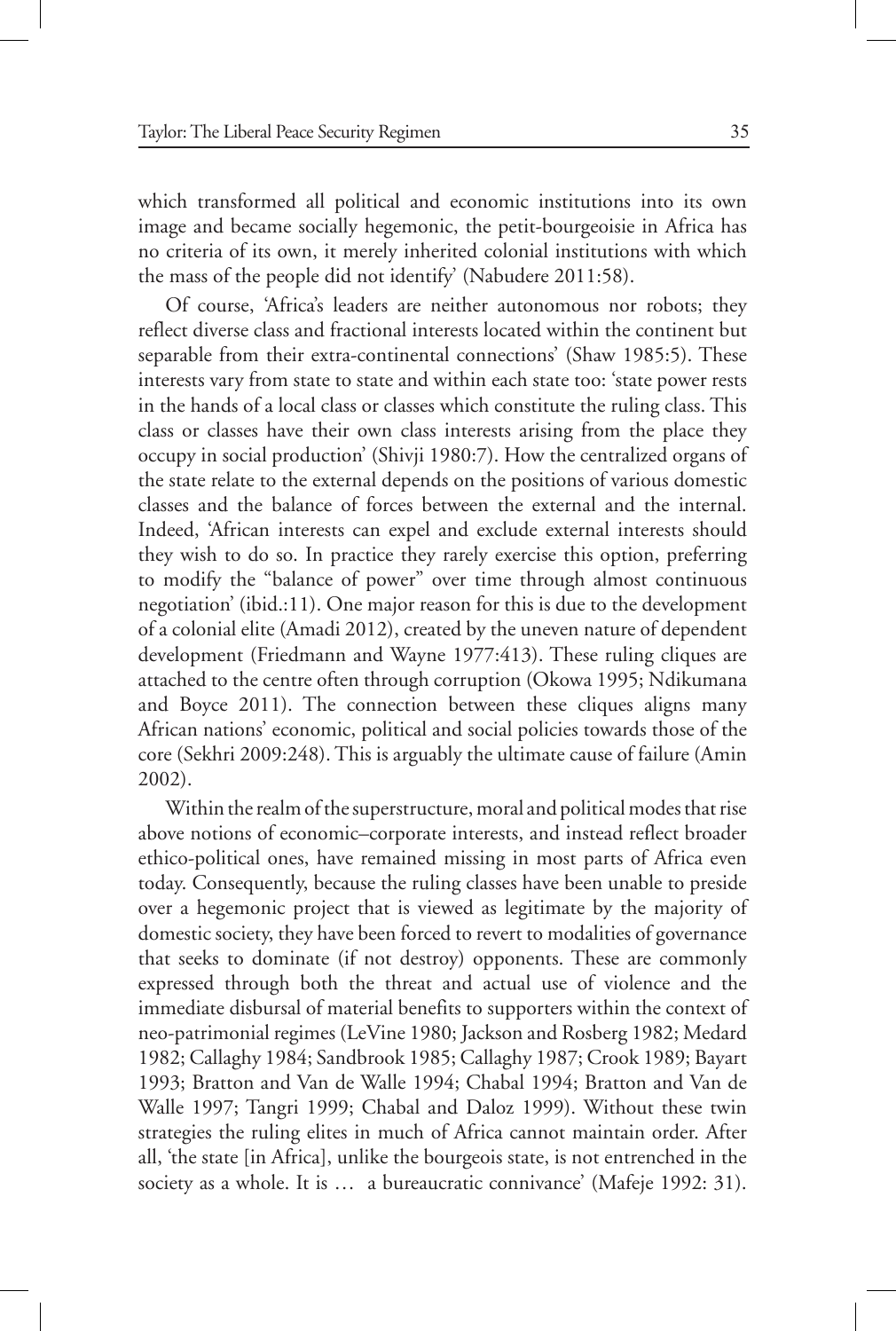which transformed all political and economic institutions into its own image and became socially hegemonic, the petit-bourgeoisie in Africa has no criteria of its own, it merely inherited colonial institutions with which the mass of the people did not identify' (Nabudere 2011:58).

Of course, 'Africa's leaders are neither autonomous nor robots; they reflect diverse class and fractional interests located within the continent but separable from their extra-continental connections' (Shaw 1985:5). These interests vary from state to state and within each state too: 'state power rests in the hands of a local class or classes which constitute the ruling class. This class or classes have their own class interests arising from the place they occupy in social production' (Shivji 1980:7). How the centralized organs of the state relate to the external depends on the positions of various domestic classes and the balance of forces between the external and the internal. Indeed, 'African interests can expel and exclude external interests should they wish to do so. In practice they rarely exercise this option, preferring to modify the "balance of power" over time through almost continuous negotiation' (ibid.:11). One major reason for this is due to the development of a colonial elite (Amadi 2012), created by the uneven nature of dependent development (Friedmann and Wayne 1977:413). These ruling cliques are attached to the centre often through corruption (Okowa 1995; Ndikumana and Boyce 2011). The connection between these cliques aligns many African nations' economic, political and social policies towards those of the core (Sekhri 2009:248). This is arguably the ultimate cause of failure (Amin 2002).

Within the realm of the superstructure, moral and political modes that rise above notions of economic–corporate interests, and instead reflect broader ethico-political ones, have remained missing in most parts of Africa even today. Consequently, because the ruling classes have been unable to preside over a hegemonic project that is viewed as legitimate by the majority of domestic society, they have been forced to revert to modalities of governance that seeks to dominate (if not destroy) opponents. These are commonly expressed through both the threat and actual use of violence and the immediate disbursal of material benefits to supporters within the context of neo-patrimonial regimes (LeVine 1980; Jackson and Rosberg 1982; Medard 1982; Callaghy 1984; Sandbrook 1985; Callaghy 1987; Crook 1989; Bayart 1993; Bratton and Van de Walle 1994; Chabal 1994; Bratton and Van de Walle 1997; Tangri 1999; Chabal and Daloz 1999). Without these twin strategies the ruling elites in much of Africa cannot maintain order. After all, 'the state [in Africa], unlike the bourgeois state, is not entrenched in the society as a whole. It is … a bureaucratic connivance' (Mafeje 1992: 31).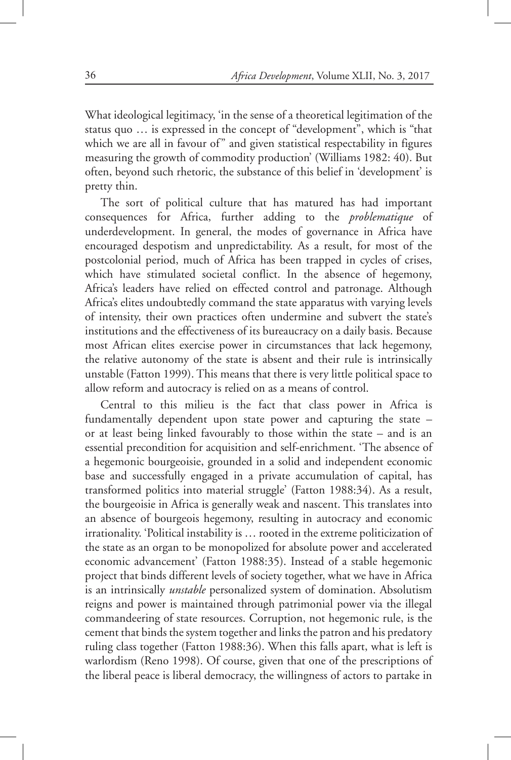What ideological legitimacy, 'in the sense of a theoretical legitimation of the status quo … is expressed in the concept of "development", which is "that which we are all in favour of" and given statistical respectability in figures measuring the growth of commodity production' (Williams 1982: 40). But often, beyond such rhetoric, the substance of this belief in 'development' is pretty thin.

The sort of political culture that has matured has had important consequences for Africa, further adding to the *problematique* of underdevelopment. In general, the modes of governance in Africa have encouraged despotism and unpredictability. As a result, for most of the postcolonial period, much of Africa has been trapped in cycles of crises, which have stimulated societal conflict. In the absence of hegemony, Africa's leaders have relied on effected control and patronage. Although Africa's elites undoubtedly command the state apparatus with varying levels of intensity, their own practices often undermine and subvert the state's institutions and the effectiveness of its bureaucracy on a daily basis. Because most African elites exercise power in circumstances that lack hegemony, the relative autonomy of the state is absent and their rule is intrinsically unstable (Fatton 1999). This means that there is very little political space to allow reform and autocracy is relied on as a means of control.

Central to this milieu is the fact that class power in Africa is fundamentally dependent upon state power and capturing the state – or at least being linked favourably to those within the state – and is an essential precondition for acquisition and self-enrichment. 'The absence of a hegemonic bourgeoisie, grounded in a solid and independent economic base and successfully engaged in a private accumulation of capital, has transformed politics into material struggle' (Fatton 1988:34). As a result, the bourgeoisie in Africa is generally weak and nascent. This translates into an absence of bourgeois hegemony, resulting in autocracy and economic irrationality. 'Political instability is … rooted in the extreme politicization of the state as an organ to be monopolized for absolute power and accelerated economic advancement' (Fatton 1988:35). Instead of a stable hegemonic project that binds different levels of society together, what we have in Africa is an intrinsically *unstable* personalized system of domination. Absolutism reigns and power is maintained through patrimonial power via the illegal commandeering of state resources. Corruption, not hegemonic rule, is the cement that binds the system together and links the patron and his predatory ruling class together (Fatton 1988:36). When this falls apart, what is left is warlordism (Reno 1998). Of course, given that one of the prescriptions of the liberal peace is liberal democracy, the willingness of actors to partake in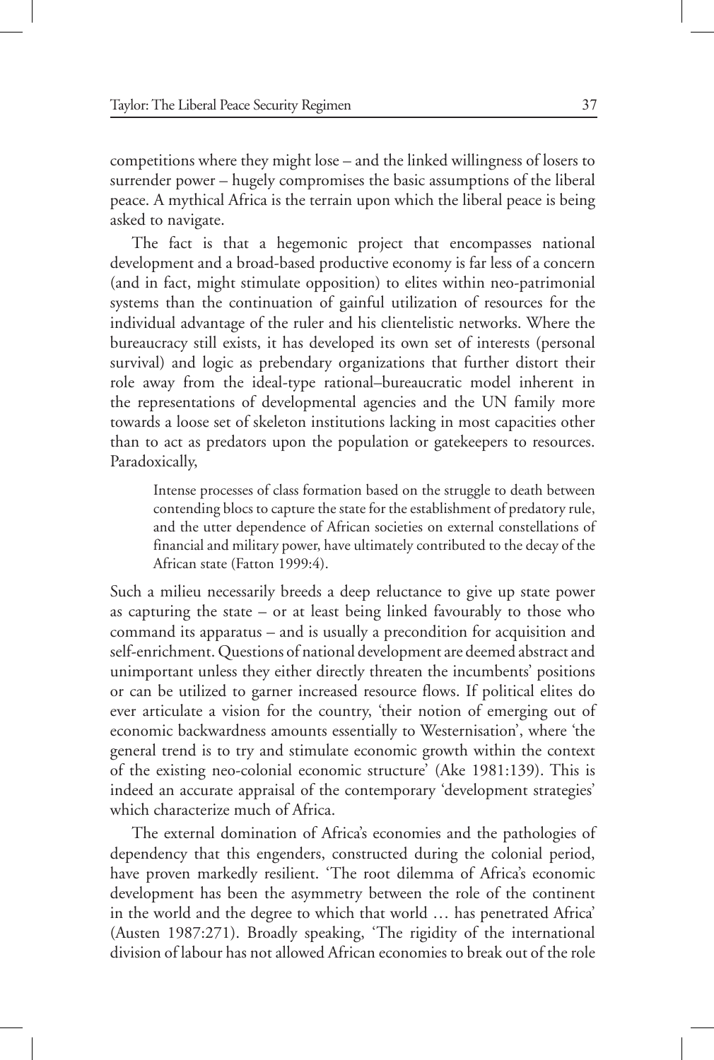competitions where they might lose – and the linked willingness of losers to surrender power – hugely compromises the basic assumptions of the liberal peace. A mythical Africa is the terrain upon which the liberal peace is being asked to navigate.

The fact is that a hegemonic project that encompasses national development and a broad-based productive economy is far less of a concern (and in fact, might stimulate opposition) to elites within neo-patrimonial systems than the continuation of gainful utilization of resources for the individual advantage of the ruler and his clientelistic networks. Where the bureaucracy still exists, it has developed its own set of interests (personal survival) and logic as prebendary organizations that further distort their role away from the ideal-type rational–bureaucratic model inherent in the representations of developmental agencies and the UN family more towards a loose set of skeleton institutions lacking in most capacities other than to act as predators upon the population or gatekeepers to resources. Paradoxically,

> Intense processes of class formation based on the struggle to death between contending blocs to capture the state for the establishment of predatory rule, and the utter dependence of African societies on external constellations of financial and military power, have ultimately contributed to the decay of the African state (Fatton 1999:4).

Such a milieu necessarily breeds a deep reluctance to give up state power as capturing the state – or at least being linked favourably to those who command its apparatus – and is usually a precondition for acquisition and self-enrichment. Questions of national development are deemed abstract and unimportant unless they either directly threaten the incumbents' positions or can be utilized to garner increased resource flows. If political elites do ever articulate a vision for the country, 'their notion of emerging out of economic backwardness amounts essentially to Westernisation', where 'the general trend is to try and stimulate economic growth within the context of the existing neo-colonial economic structure' (Ake 1981:139). This is indeed an accurate appraisal of the contemporary 'development strategies' which characterize much of Africa.

The external domination of Africa's economies and the pathologies of dependency that this engenders, constructed during the colonial period, have proven markedly resilient. 'The root dilemma of Africa's economic development has been the asymmetry between the role of the continent in the world and the degree to which that world … has penetrated Africa' (Austen 1987:271). Broadly speaking, 'The rigidity of the international division of labour has not allowed African economies to break out of the role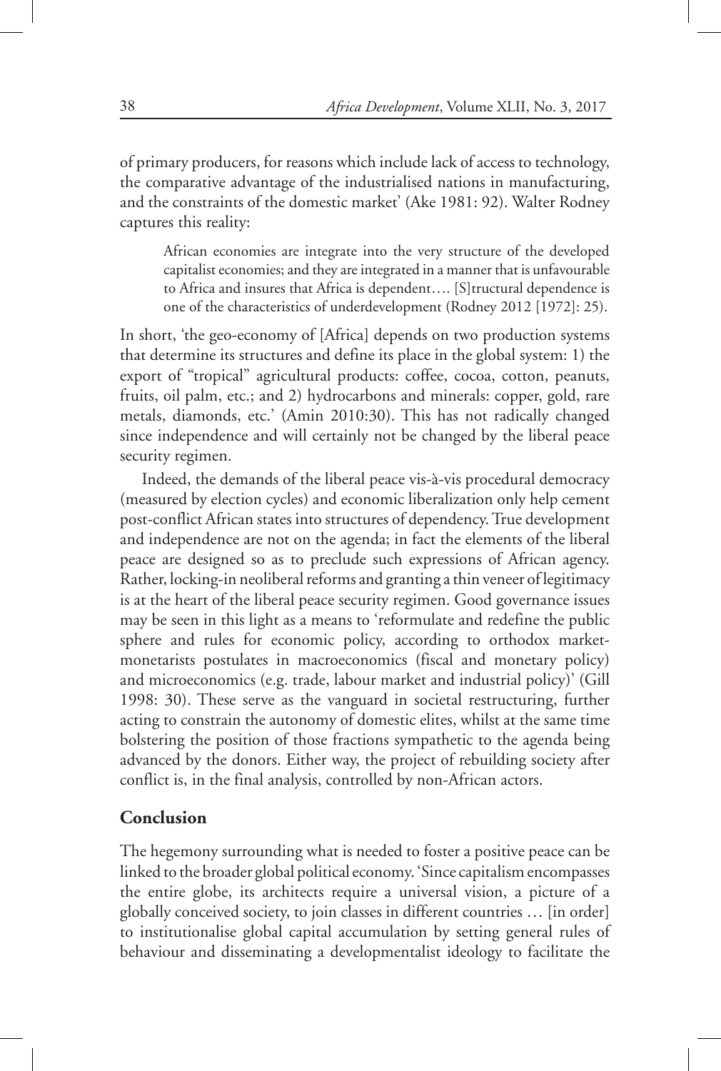of primary producers, for reasons which include lack of access to technology, the comparative advantage of the industrialised nations in manufacturing, and the constraints of the domestic market' (Ake 1981: 92). Walter Rodney captures this reality:

> African economies are integrate into the very structure of the developed capitalist economies; and they are integrated in a manner that is unfavourable to Africa and insures that Africa is dependent…. [S]tructural dependence is one of the characteristics of underdevelopment (Rodney 2012 [1972]: 25).

In short, 'the geo-economy of [Africa] depends on two production systems that determine its structures and define its place in the global system: 1) the export of "tropical" agricultural products: coffee, cocoa, cotton, peanuts, fruits, oil palm, etc.; and 2) hydrocarbons and minerals: copper, gold, rare metals, diamonds, etc.' (Amin 2010:30). This has not radically changed since independence and will certainly not be changed by the liberal peace security regimen.

Indeed, the demands of the liberal peace vis-à-vis procedural democracy (measured by election cycles) and economic liberalization only help cement post-conflict African states into structures of dependency. True development and independence are not on the agenda; in fact the elements of the liberal peace are designed so as to preclude such expressions of African agency. Rather, locking-in neoliberal reforms and granting a thin veneer of legitimacy is at the heart of the liberal peace security regimen. Good governance issues may be seen in this light as a means to 'reformulate and redefine the public sphere and rules for economic policy, according to orthodox market-monetarists postulates in macroeconomics (fiscal and monetary policy) and microeconomics (e.g. trade, labour market and industrial policy)' (Gill 1998: 30). These serve as the vanguard in societal restructuring, further acting to constrain the autonomy of domestic elites, whilst at the same time bolstering the position of those fractions sympathetic to the agenda being advanced by the donors. Either way, the project of rebuilding society after conflict is, in the final analysis, controlled by non-African actors.

## Conclusion

The hegemony surrounding what is needed to foster a positive peace can be linked to the broader global political economy. 'Since capitalism encompasses the entire globe, its architects require a universal vision, a picture of a globally conceived society, to join classes in different countries … [in order] to institutionalise global capital accumulation by setting general rules of behaviour and disseminating a developmentalist ideology to facilitate the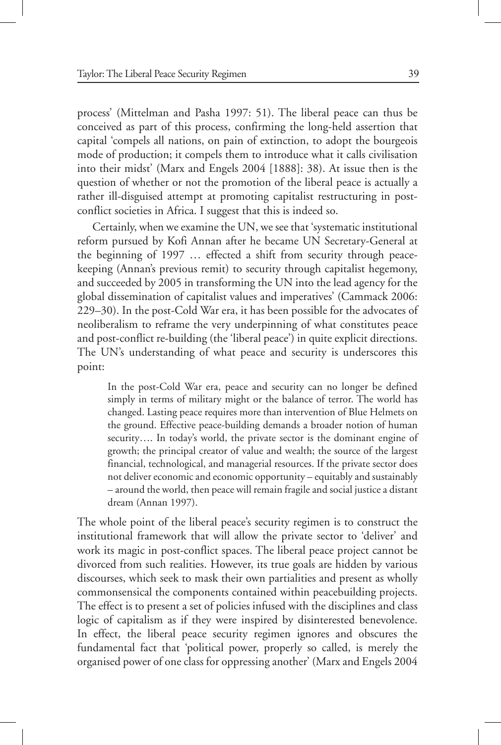process' (Mittelman and Pasha 1997: 51). The liberal peace can thus be conceived as part of this process, confirming the long-held assertion that capital 'compels all nations, on pain of extinction, to adopt the bourgeois mode of production; it compels them to introduce what it calls civilisation into their midst' (Marx and Engels 2004 [1888]: 38). At issue then is the question of whether or not the promotion of the liberal peace is actually a rather ill-disguised attempt at promoting capitalist restructuring in post-conflict societies in Africa. I suggest that this is indeed so.

Certainly, when we examine the UN, we see that 'systematic institutional reform pursued by Kofi Annan after he became UN Secretary-General at the beginning of 1997 … effected a shift from security through peace-keeping (Annan's previous remit) to security through capitalist hegemony, and succeeded by 2005 in transforming the UN into the lead agency for the global dissemination of capitalist values and imperatives' (Cammack 2006: 229–30). In the post-Cold War era, it has been possible for the advocates of neoliberalism to reframe the very underpinning of what constitutes peace and post-conflict re-building (the 'liberal peace') in quite explicit directions. The UN's understanding of what peace and security is underscores this point:

> In the post-Cold War era, peace and security can no longer be defined simply in terms of military might or the balance of terror. The world has changed. Lasting peace requires more than intervention of Blue Helmets on the ground. Effective peace-building demands a broader notion of human security…. In today's world, the private sector is the dominant engine of growth; the principal creator of value and wealth; the source of the largest financial, technological, and managerial resources. If the private sector does not deliver economic and economic opportunity – equitably and sustainably – around the world, then peace will remain fragile and social justice a distant dream (Annan 1997).

The whole point of the liberal peace's security regimen is to construct the institutional framework that will allow the private sector to 'deliver' and work its magic in post-conflict spaces. The liberal peace project cannot be divorced from such realities. However, its true goals are hidden by various discourses, which seek to mask their own partialities and present as wholly commonsensical the components contained within peacebuilding projects. The effect is to present a set of policies infused with the disciplines and class logic of capitalism as if they were inspired by disinterested benevolence. In effect, the liberal peace security regimen ignores and obscures the fundamental fact that 'political power, properly so called, is merely the organised power of one class for oppressing another' (Marx and Engels 2004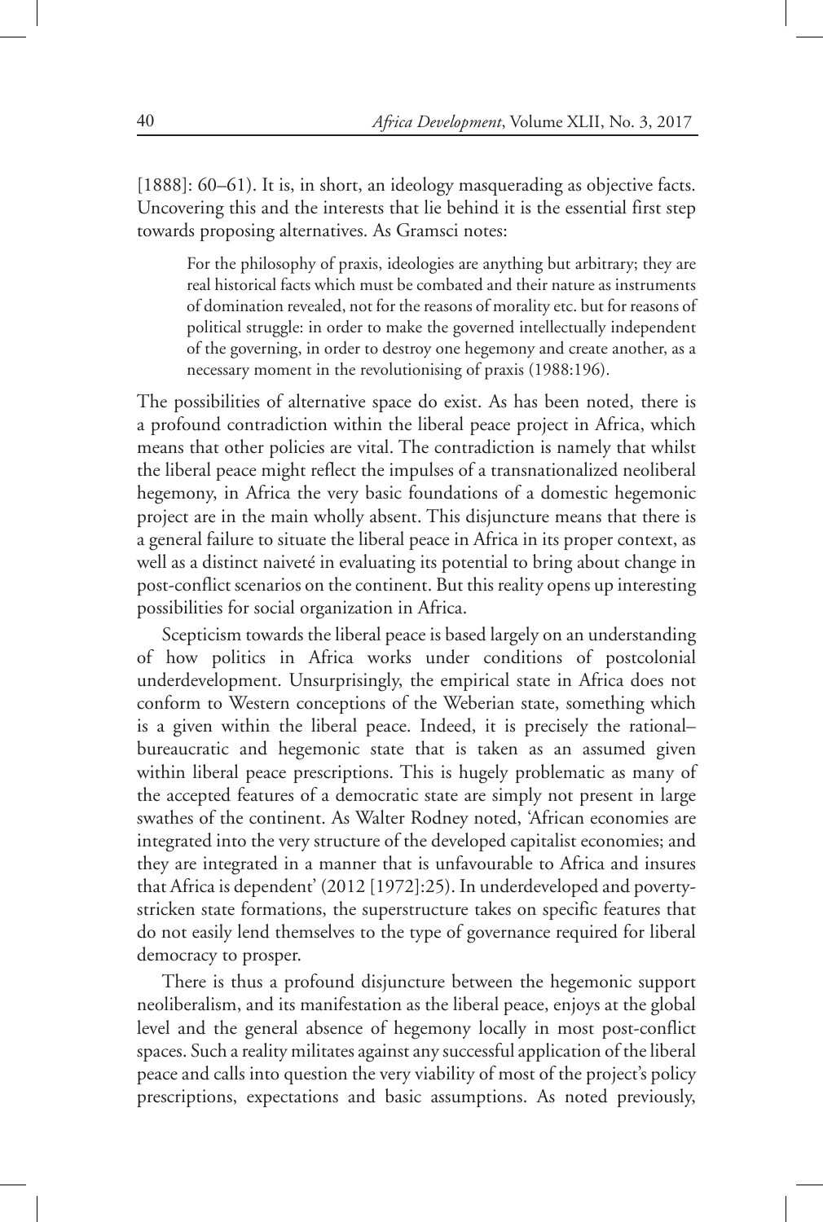[1888]: 60–61). It is, in short, an ideology masquerading as objective facts. Uncovering this and the interests that lie behind it is the essential first step towards proposing alternatives. As Gramsci notes:

> For the philosophy of praxis, ideologies are anything but arbitrary; they are real historical facts which must be combated and their nature as instruments of domination revealed, not for the reasons of morality etc. but for reasons of political struggle: in order to make the governed intellectually independent of the governing, in order to destroy one hegemony and create another, as a necessary moment in the revolutionising of praxis (1988:196).

The possibilities of alternative space do exist. As has been noted, there is a profound contradiction within the liberal peace project in Africa, which means that other policies are vital. The contradiction is namely that whilst the liberal peace might reflect the impulses of a transnationalized neoliberal hegemony, in Africa the very basic foundations of a domestic hegemonic project are in the main wholly absent. This disjuncture means that there is a general failure to situate the liberal peace in Africa in its proper context, as well as a distinct naiveté in evaluating its potential to bring about change in post-conflict scenarios on the continent. But this reality opens up interesting possibilities for social organization in Africa.

Scepticism towards the liberal peace is based largely on an understanding of how politics in Africa works under conditions of postcolonial underdevelopment. Unsurprisingly, the empirical state in Africa does not conform to Western conceptions of the Weberian state, something which is a given within the liberal peace. Indeed, it is precisely the rational–bureaucratic and hegemonic state that is taken as an assumed given within liberal peace prescriptions. This is hugely problematic as many of the accepted features of a democratic state are simply not present in large swathes of the continent. As Walter Rodney noted, 'African economies are integrated into the very structure of the developed capitalist economies; and they are integrated in a manner that is unfavourable to Africa and insures that Africa is dependent' (2012 [1972]:25). In underdeveloped and poverty-stricken state formations, the superstructure takes on specific features that do not easily lend themselves to the type of governance required for liberal democracy to prosper.

There is thus a profound disjuncture between the hegemonic support neoliberalism, and its manifestation as the liberal peace, enjoys at the global level and the general absence of hegemony locally in most post-conflict spaces. Such a reality militates against any successful application of the liberal peace and calls into question the very viability of most of the project's policy prescriptions, expectations and basic assumptions. As noted previously,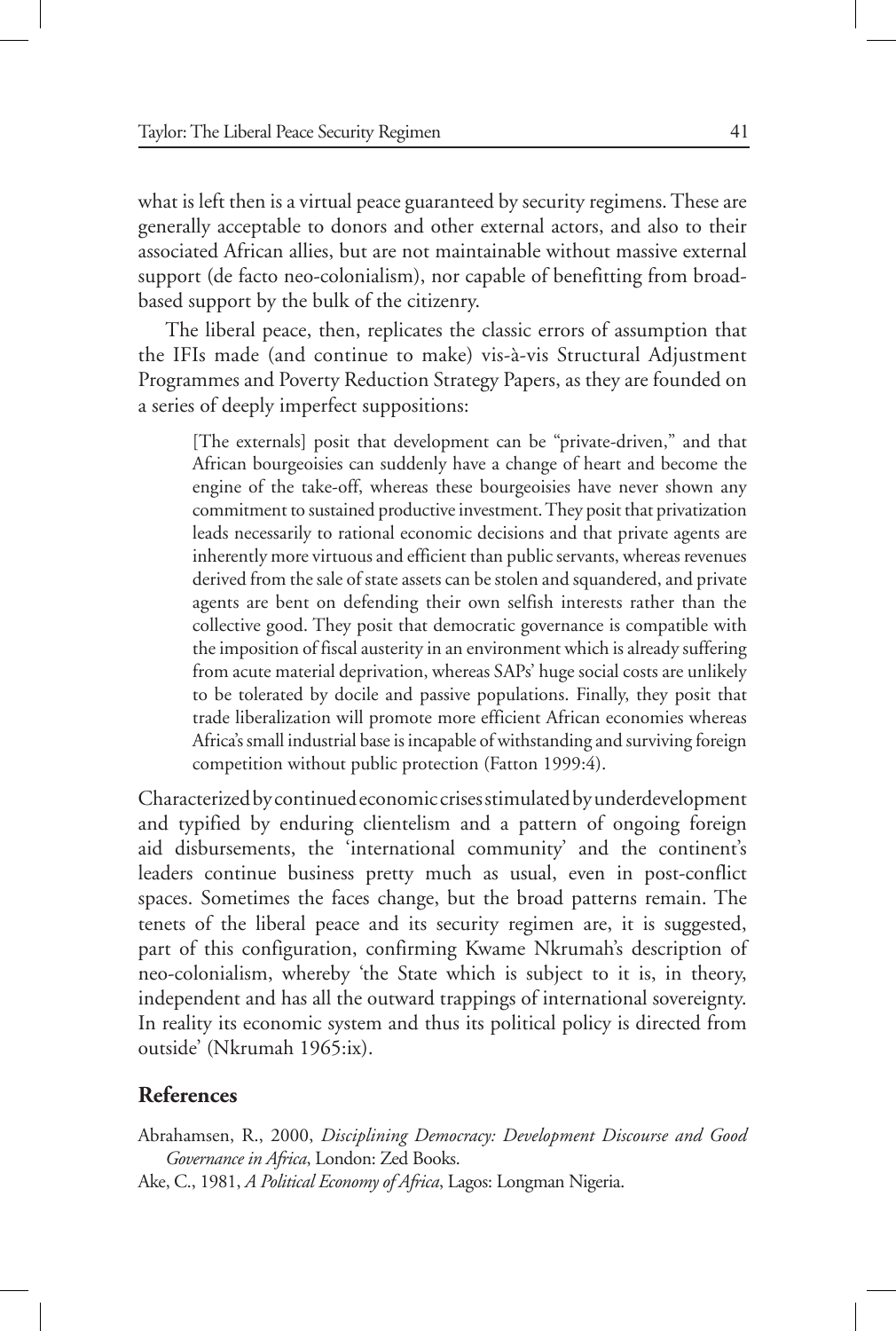what is left then is a virtual peace guaranteed by security regimens. These are generally acceptable to donors and other external actors, and also to their associated African allies, but are not maintainable without massive external support (de facto neo-colonialism), nor capable of benefitting from broad-based support by the bulk of the citizenry.

The liberal peace, then, replicates the classic errors of assumption that the IFIs made (and continue to make) vis-à-vis Structural Adjustment Programmes and Poverty Reduction Strategy Papers, as they are founded on a series of deeply imperfect suppositions:

> [The externals] posit that development can be "private-driven," and that African bourgeoisies can suddenly have a change of heart and become the engine of the take-off, whereas these bourgeoisies have never shown any commitment to sustained productive investment. They posit that privatization leads necessarily to rational economic decisions and that private agents are inherently more virtuous and efficient than public servants, whereas revenues derived from the sale of state assets can be stolen and squandered, and private agents are bent on defending their own selfish interests rather than the collective good. They posit that democratic governance is compatible with the imposition of fiscal austerity in an environment which is already suffering from acute material deprivation, whereas SAPs' huge social costs are unlikely to be tolerated by docile and passive populations. Finally, they posit that trade liberalization will promote more efficient African economies whereas Africa's small industrial base is incapable of withstanding and surviving foreign competition without public protection (Fatton 1999:4).

Characterized by continued economic crises stimulated by underdevelopment and typified by enduring clientelism and a pattern of ongoing foreign aid disbursements, the 'international community' and the continent's leaders continue business pretty much as usual, even in post-conflict spaces. Sometimes the faces change, but the broad patterns remain. The tenets of the liberal peace and its security regimen are, it is suggested, part of this configuration, confirming Kwame Nkrumah's description of neo-colonialism, whereby 'the State which is subject to it is, in theory, independent and has all the outward trappings of international sovereignty. In reality its economic system and thus its political policy is directed from outside' (Nkrumah 1965:ix).

## References

Abrahamsen, R., 2000, *Disciplining Democracy: Development Discourse and Good Governance in Africa*, London: Zed Books.

Ake, C., 1981, *A Political Economy of Africa*, Lagos: Longman Nigeria.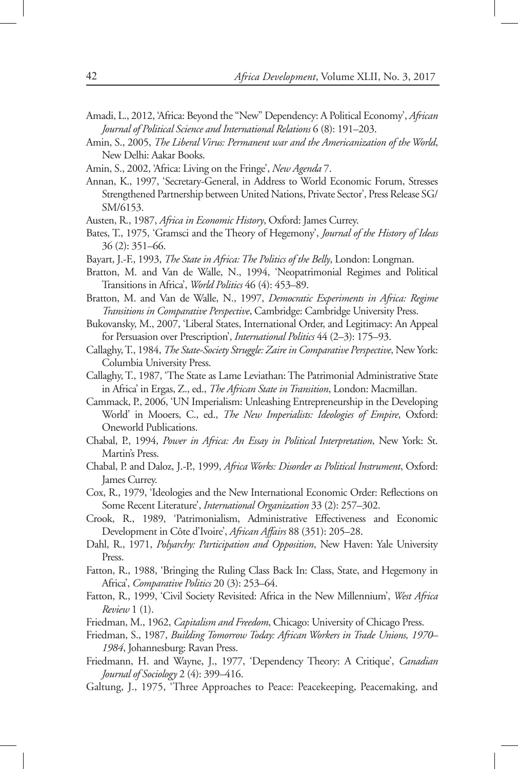Amadi, L., 2012, 'Africa: Beyond the "New" Dependency: A Political Economy', *African Journal of Political Science and International Relations* 6 (8): 191–203.

Amin, S., 2005, *The Liberal Virus: Permanent war and the Americanization of the World*, New Delhi: Aakar Books.

Amin, S., 2002, 'Africa: Living on the Fringe', *New Agenda* 7.

Annan, K., 1997, 'Secretary-General, in Address to World Economic Forum, Stresses Strengthened Partnership between United Nations, Private Sector', Press Release SG/SM/6153.

Austen, R., 1987, *Africa in Economic History*, Oxford: James Currey.

Bates, T., 1975, 'Gramsci and the Theory of Hegemony', *Journal of the History of Ideas* 36 (2): 351–66.

Bayart, J.-F., 1993, *The State in Africa: The Politics of the Belly*, London: Longman.

Bratton, M. and Van de Walle, N., 1994, 'Neopatrimonial Regimes and Political Transitions in Africa', *World Politics* 46 (4): 453–89.

Bratton, M. and Van de Walle, N., 1997, *Democratic Experiments in Africa: Regime Transitions in Comparative Perspective*, Cambridge: Cambridge University Press.

Bukovansky, M., 2007, 'Liberal States, International Order, and Legitimacy: An Appeal for Persuasion over Prescription', *International Politics* 44 (2–3): 175–93.

Callaghy, T., 1984, *The State-Society Struggle: Zaire in Comparative Perspective*, New York: Columbia University Press.

Callaghy, T., 1987, 'The State as Lame Leviathan: The Patrimonial Administrative State in Africa' in Ergas, Z., ed., *The African State in Transition*, London: Macmillan.

Cammack, P., 2006, 'UN Imperialism: Unleashing Entrepreneurship in the Developing World' in Mooers, C., ed., *The New Imperialists: Ideologies of Empire*, Oxford: Oneworld Publications.

Chabal, P., 1994, *Power in Africa: An Essay in Political Interpretation*, New York: St. Martin's Press.

Chabal, P. and Daloz, J.-P., 1999, *Africa Works: Disorder as Political Instrument*, Oxford: James Currey.

Cox, R., 1979, 'Ideologies and the New International Economic Order: Reflections on Some Recent Literature', *International Organization* 33 (2): 257–302.

Crook, R., 1989, 'Patrimonialism, Administrative Effectiveness and Economic Development in Côte d'Ivoire', *African Affairs* 88 (351): 205–28.

Dahl, R., 1971, *Polyarchy: Participation and Opposition*, New Haven: Yale University Press.

Fatton, R., 1988, 'Bringing the Ruling Class Back In: Class, State, and Hegemony in Africa', *Comparative Politics* 20 (3): 253–64.

Fatton, R., 1999, 'Civil Society Revisited: Africa in the New Millennium', *West Africa Review* 1 (1).

Friedman, M., 1962, *Capitalism and Freedom*, Chicago: University of Chicago Press.

Friedman, S., 1987, *Building Tomorrow Today: African Workers in Trade Unions, 1970–1984*, Johannesburg: Ravan Press.

Friedmann, H. and Wayne, J., 1977, 'Dependency Theory: A Critique', *Canadian Journal of Sociology* 2 (4): 399–416.

Galtung, J., 1975, 'Three Approaches to Peace: Peacekeeping, Peacemaking, and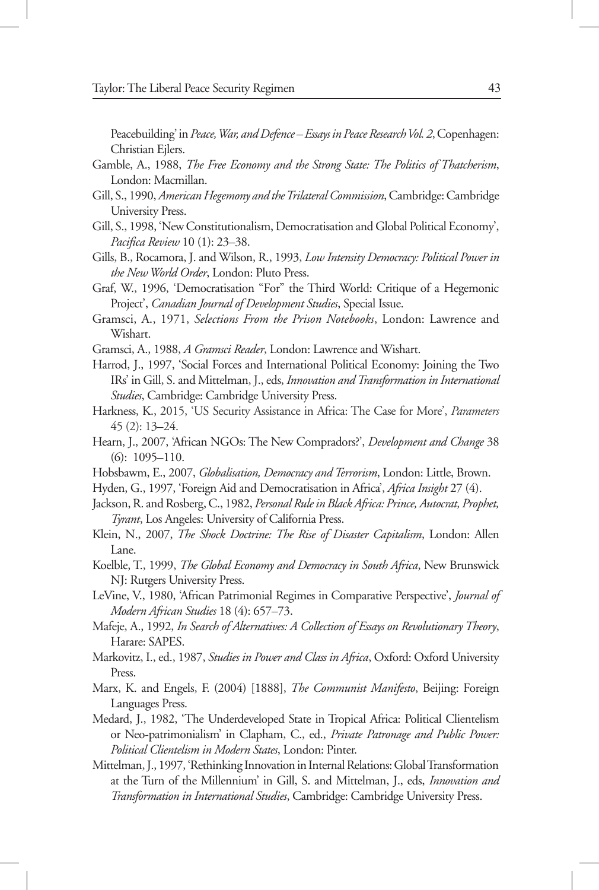Peacebuilding' in *Peace, War, and Defence – Essays in Peace Research Vol. 2*, Copenhagen: Christian Ejlers.

Gamble, A., 1988, *The Free Economy and the Strong State: The Politics of Thatcherism*, London: Macmillan.

Gill, S., 1990, *American Hegemony and the Trilateral Commission*, Cambridge: Cambridge University Press.

Gill, S., 1998, 'New Constitutionalism, Democratisation and Global Political Economy', *Pacifica Review* 10 (1): 23–38.

Gills, B., Rocamora, J. and Wilson, R., 1993, *Low Intensity Democracy: Political Power in the New World Order*, London: Pluto Press.

Graf, W., 1996, 'Democratisation "For" the Third World: Critique of a Hegemonic Project', *Canadian Journal of Development Studies*, Special Issue.

Gramsci, A., 1971, *Selections From the Prison Notebooks*, London: Lawrence and Wishart.

Gramsci, A., 1988, *A Gramsci Reader*, London: Lawrence and Wishart.

Harrod, J., 1997, 'Social Forces and International Political Economy: Joining the Two IRs' in Gill, S. and Mittelman, J., eds, *Innovation and Transformation in International Studies*, Cambridge: Cambridge University Press.

Harkness, K., 2015, 'US Security Assistance in Africa: The Case for More', *Parameters* 45 (2): 13–24.

Hearn, J., 2007, 'African NGOs: The New Compradors?', *Development and Change* 38 (6): 1095–110.

Hobsbawm, E., 2007, *Globalisation, Democracy and Terrorism*, London: Little, Brown.

Hyden, G., 1997, 'Foreign Aid and Democratisation in Africa', *Africa Insight* 27 (4).

Jackson, R. and Rosberg, C., 1982, *Personal Rule in Black Africa: Prince, Autocrat, Prophet, Tyrant*, Los Angeles: University of California Press.

Klein, N., 2007, *The Shock Doctrine: The Rise of Disaster Capitalism*, London: Allen Lane.

Koelble, T., 1999, *The Global Economy and Democracy in South Africa*, New Brunswick NJ: Rutgers University Press.

LeVine, V., 1980, 'African Patrimonial Regimes in Comparative Perspective', *Journal of Modern African Studies* 18 (4): 657–73.

Mafeje, A., 1992, *In Search of Alternatives: A Collection of Essays on Revolutionary Theory*, Harare: SAPES.

Markovitz, I., ed., 1987, *Studies in Power and Class in Africa*, Oxford: Oxford University Press.

Marx, K. and Engels, F. (2004) [1888], *The Communist Manifesto*, Beijing: Foreign Languages Press.

Medard, J., 1982, 'The Underdeveloped State in Tropical Africa: Political Clientelism or Neo-patrimonialism' in Clapham, C., ed., *Private Patronage and Public Power: Political Clientelism in Modern States*, London: Pinter.

Mittelman, J., 1997, 'Rethinking Innovation in Internal Relations: Global Transformation at the Turn of the Millennium' in Gill, S. and Mittelman, J., eds, *Innovation and Transformation in International Studies*, Cambridge: Cambridge University Press.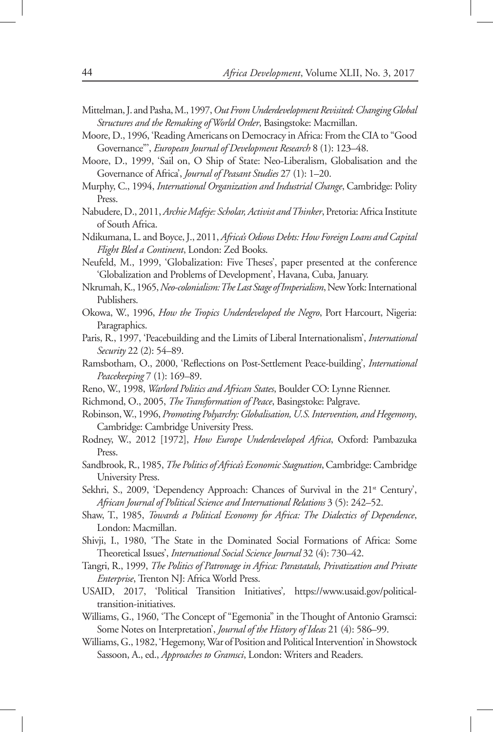Mittelman, J. and Pasha, M., 1997, *Out From Underdevelopment Revisited: Changing Global Structures and the Remaking of World Order*, Basingstoke: Macmillan.

Moore, D., 1996, 'Reading Americans on Democracy in Africa: From the CIA to "Good Governance"', *European Journal of Development Research* 8 (1): 123–48.

Moore, D., 1999, 'Sail on, O Ship of State: Neo-Liberalism, Globalisation and the Governance of Africa', *Journal of Peasant Studies* 27 (1): 1–20.

Murphy, C., 1994, *International Organization and Industrial Change*, Cambridge: Polity Press.

Nabudere, D., 2011, *Archie Mafeje: Scholar, Activist and Thinker*, Pretoria: Africa Institute of South Africa.

Ndikumana, L. and Boyce, J., 2011, *Africa's Odious Debts: How Foreign Loans and Capital Flight Bled a Continent*, London: Zed Books.

Neufeld, M., 1999, 'Globalization: Five Theses', paper presented at the conference 'Globalization and Problems of Development', Havana, Cuba, January.

Nkrumah, K., 1965, *Neo-colonialism: The Last Stage of Imperialism*, New York: International Publishers.

Okowa, W., 1996, *How the Tropics Underdeveloped the Negro*, Port Harcourt, Nigeria: Paragraphics.

Paris, R., 1997, 'Peacebuilding and the Limits of Liberal Internationalism', *International Security* 22 (2): 54–89.

Ramsbotham, O., 2000, 'Reflections on Post-Settlement Peace-building', *International Peacekeeping* 7 (1): 169–89.

Reno, W., 1998, *Warlord Politics and African States*, Boulder CO: Lynne Rienner.

Richmond, O., 2005, *The Transformation of Peace*, Basingstoke: Palgrave.

Robinson, W., 1996, *Promoting Polyarchy: Globalisation, U.S. Intervention, and Hegemony*, Cambridge: Cambridge University Press.

Rodney, W., 2012 [1972], *How Europe Underdeveloped Africa*, Oxford: Pambazuka Press.

Sandbrook, R., 1985, *The Politics of Africa's Economic Stagnation*, Cambridge: Cambridge University Press.

Sekhri, S., 2009, 'Dependency Approach: Chances of Survival in the 21st Century', *African Journal of Political Science and International Relations* 3 (5): 242–52.

Shaw, T., 1985, *Towards a Political Economy for Africa: The Dialectics of Dependence*, London: Macmillan.

Shivji, I., 1980, 'The State in the Dominated Social Formations of Africa: Some Theoretical Issues', *International Social Science Journal* 32 (4): 730–42.

Tangri, R., 1999, *The Politics of Patronage in Africa: Parastatals, Privatization and Private Enterprise*, Trenton NJ: Africa World Press.

USAID, 2017, 'Political Transition Initiatives', https://www.usaid.gov/political-transition-initiatives.

Williams, G., 1960, 'The Concept of "Egemonia" in the Thought of Antonio Gramsci: Some Notes on Interpretation', *Journal of the History of Ideas* 21 (4): 586–99.

Williams, G., 1982, 'Hegemony, War of Position and Political Intervention' in Showstock Sassoon, A., ed., *Approaches to Gramsci*, London: Writers and Readers.